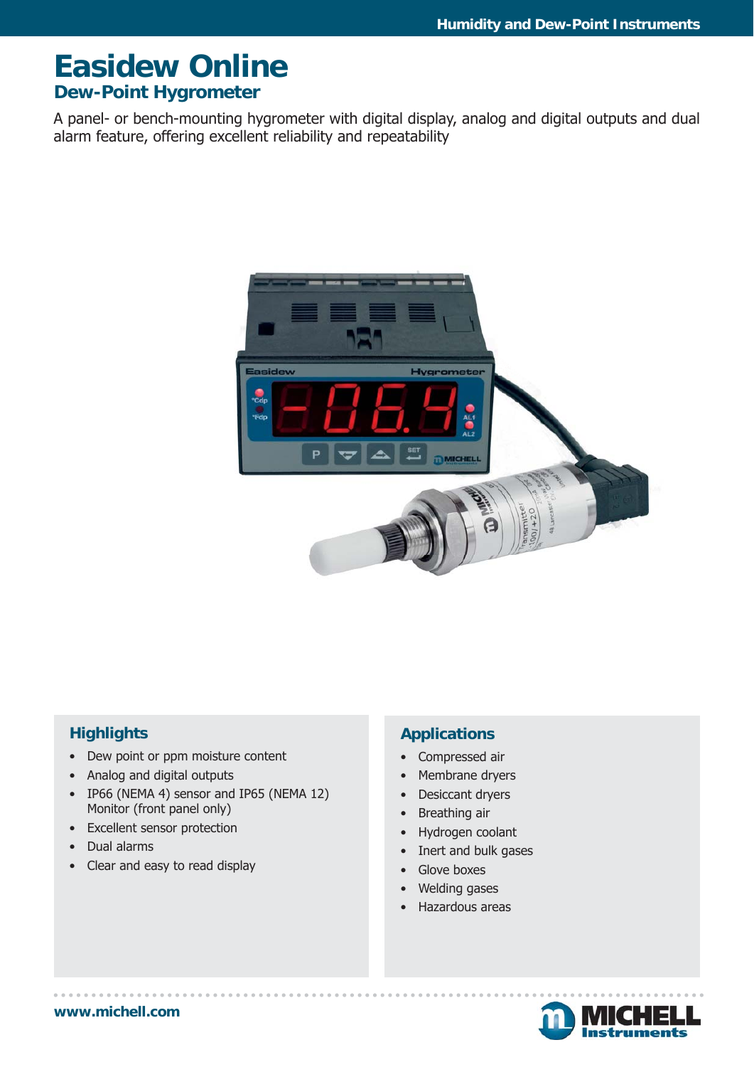# Easidew Online

## Dew-Point Hygrometer

A panel- or bench-mounting hygrometer with digital display, analog and digital outputs and dual alarm feature, offering excellent reliability and repeatability

### Highlights

- Dew point or ppm moisture content
- Analog and digital outputs
- IP66 (NEMA 4) sensor and IP65 (NEMA 12) Monitor (front panel only)
- Excellent sensor protection
- Dual alarms
- Clear and easy to read display

### Applications

- Compressed air
- Membrane dryers
- Desiccant dryers
- Breathing air
- Hydrogen coolant
- Inert and bulk gases
- Glove boxes
- Welding gases
- Hazardous areas

www.michell.com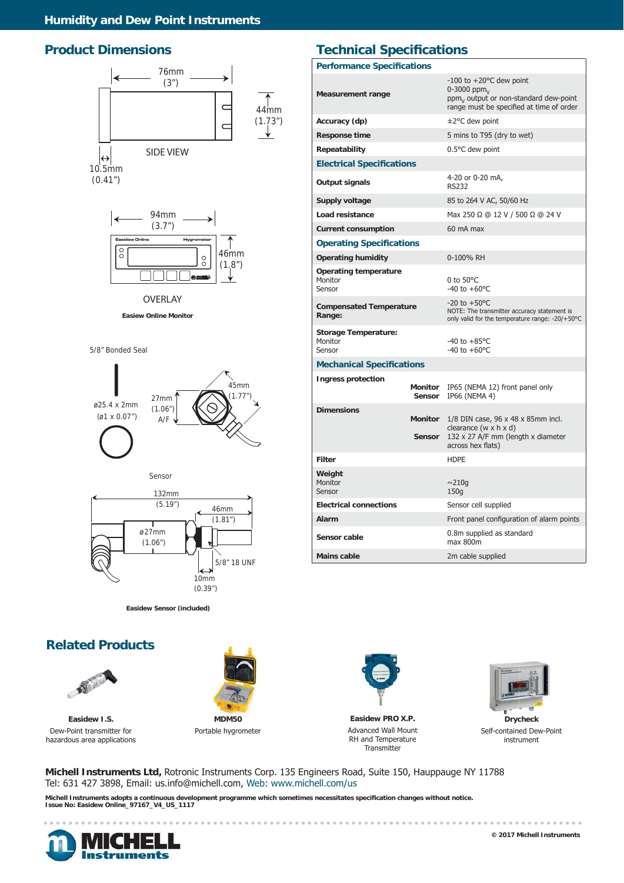## Product Dimensions

76mm
(3”)

44mm
(1.73”)

SIDE VIEW

10.5mm
(0.41”)

94mm
(3.7”)

46mm
(1.8”)

OVERLAY

**Easiew Online Monitor**

5/8” Bonded Seal

ø25.4 x 2mm
(ø1 x 0.07”)

27mm
(1.06”)
A/F

45mm
(1.77”)

Sensor

132mm
(5.19”)

46mm
(1.81”)

ø27mm
(1.06”)

5/8” 18 UNF

10mm
(0.39”)

**Easidew Sensor (included)**

## Technical Specifications

| | |
|---|---|
| **Performance Specifications** | |
| **Measurement range** | -100 to +20°C dew point<br>0-3000 $ppm_V$<br>$ppm_V$ output or non-standard dew-point range must be specified at time of order |
| **Accuracy (dp)** | ±2°C dew point |
| **Response time** | 5 mins to T95 (dry to wet) |
| **Repeatability** | 0.5°C dew point |
| **Electrical Specifications** | |
| **Output signals** | 4-20 or 0-20 mA,<br>RS232 |
| **Supply voltage** | 85 to 264 V AC, 50/60 Hz |
| **Load resistance** | Max 250 Ω @ 12 V / 500 Ω @ 24 V |
| **Current consumption** | 60 mA max |
| **Operating Specifications** | |
| **Operating humidity** | 0-100% RH |
| **Operating temperature**<br>Monitor<br>Sensor | <br>0 to 50°C<br>-40 to +60°C |
| **Compensated Temperature Range:** | -20 to +50°C<br>NOTE: The transmitter accuracy statement is only valid for the temperature range: -20/+50°C |
| **Storage Temperature:**<br>Monitor<br>Sensor | <br>-40 to +85°C<br>-40 to +60°C |
| **Mechanical Specifications** | |
| **Ingress protection** **Monitor**<br>**Sensor** | IP65 (NEMA 12) front panel only<br>IP66 (NEMA 4) |
| **Dimensions** **Monitor**<br>**Sensor** | 1/8 DIN case, 96 x 48 x 85mm incl. clearance (w x h x d)<br>132 x 27 A/F mm (length x diameter across hex flats) |
| **Filter** | HDPE |
| **Weight**<br>Monitor<br>Sensor | <br>~210g<br>150g |
| **Electrical connections** | Sensor cell supplied |
| **Alarm** | Front panel configuration of alarm points |
| **Sensor cable** | 0.8m supplied as standard<br>max 800m |
| **Mains cable** | 2m cable supplied |

## Related Products

**Easidew I.S.**
Dew-Point transmitter for hazardous area applications

**MDM50**
Portable hygrometer

**Easidew PRO X.P.**
Advanced Wall Mount RH and Temperature Transmitter

**Drycheck**
Self-contained Dew-Point instrument

**Michell Instruments Ltd,** Rotronic Instruments Corp. 135 Engineers Road, Suite 150, Hauppauge NY 11788
Tel: 631 427 3898, Email: us.info@michell.com, Web: www.michell.com/us

**Michell Instruments adopts a continuous development programme which sometimes necessitates specification changes without notice.**
**Issue No: Easidew Online_97167_V4_US_1117**

**© 2017 Michell Instruments**